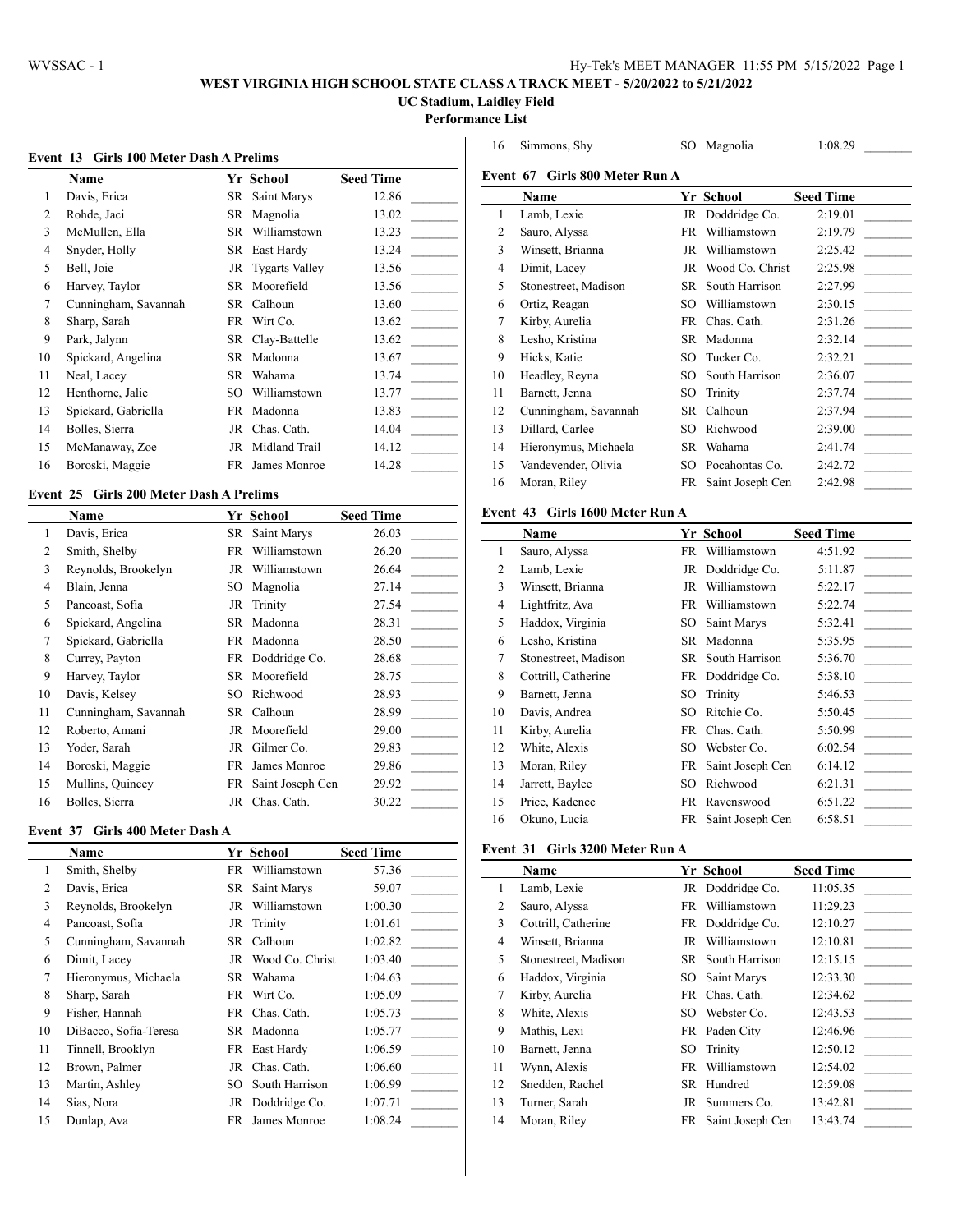# WEST VIRGINIA HIGH SCHOOL STATE CLASS A TRACK MEET - 5/20/2022 to 5/21/2022

**UC Stadium, Laidley Field**

**Performance List**

### Event 13 Girls 100 Meter Dash A Prelims

| | Name | Yr | School | Seed Time | |
|---|---|---|---|---|---|
| 1 | Davis, Erica | SR | Saint Marys | 12.86 | _______ |
| 2 | Rohde, Jaci | SR | Magnolia | 13.02 | _______ |
| 3 | McMullen, Ella | SR | Williamstown | 13.23 | _______ |
| 4 | Snyder, Holly | SR | East Hardy | 13.24 | _______ |
| 5 | Bell, Joie | JR | Tygarts Valley | 13.56 | _______ |
| 6 | Harvey, Taylor | SR | Moorefield | 13.56 | _______ |
| 7 | Cunningham, Savannah | SR | Calhoun | 13.60 | _______ |
| 8 | Sharp, Sarah | FR | Wirt Co. | 13.62 | _______ |
| 9 | Park, Jalynn | SR | Clay-Battelle | 13.62 | _______ |
| 10 | Spickard, Angelina | SR | Madonna | 13.67 | _______ |
| 11 | Neal, Lacey | SR | Wahama | 13.74 | _______ |
| 12 | Henthorne, Jalie | SO | Williamstown | 13.77 | _______ |
| 13 | Spickard, Gabriella | FR | Madonna | 13.83 | _______ |
| 14 | Bolles, Sierra | JR | Chas. Cath. | 14.04 | _______ |
| 15 | McManaway, Zoe | JR | Midland Trail | 14.12 | _______ |
| 16 | Boroski, Maggie | FR | James Monroe | 14.28 | _______ |

### Event 25 Girls 200 Meter Dash A Prelims

| | Name | Yr | School | Seed Time | |
|---|---|---|---|---|---|
| 1 | Davis, Erica | SR | Saint Marys | 26.03 | _______ |
| 2 | Smith, Shelby | FR | Williamstown | 26.20 | _______ |
| 3 | Reynolds, Brookelyn | JR | Williamstown | 26.64 | _______ |
| 4 | Blain, Jenna | SO | Magnolia | 27.14 | _______ |
| 5 | Pancoast, Sofia | JR | Trinity | 27.54 | _______ |
| 6 | Spickard, Angelina | SR | Madonna | 28.31 | _______ |
| 7 | Spickard, Gabriella | FR | Madonna | 28.50 | _______ |
| 8 | Currey, Payton | FR | Doddridge Co. | 28.68 | _______ |
| 9 | Harvey, Taylor | SR | Moorefield | 28.75 | _______ |
| 10 | Davis, Kelsey | SO | Richwood | 28.93 | _______ |
| 11 | Cunningham, Savannah | SR | Calhoun | 28.99 | _______ |
| 12 | Roberto, Amani | JR | Moorefield | 29.00 | _______ |
| 13 | Yoder, Sarah | JR | Gilmer Co. | 29.83 | _______ |
| 14 | Boroski, Maggie | FR | James Monroe | 29.86 | _______ |
| 15 | Mullins, Quincey | FR | Saint Joseph Cen | 29.92 | _______ |
| 16 | Bolles, Sierra | JR | Chas. Cath. | 30.22 | _______ |

### Event 37 Girls 400 Meter Dash A

| | Name | Yr | School | Seed Time | |
|---|---|---|---|---|---|
| 1 | Smith, Shelby | FR | Williamstown | 57.36 | _______ |
| 2 | Davis, Erica | SR | Saint Marys | 59.07 | _______ |
| 3 | Reynolds, Brookelyn | JR | Williamstown | 1:00.30 | _______ |
| 4 | Pancoast, Sofia | JR | Trinity | 1:01.61 | _______ |
| 5 | Cunningham, Savannah | SR | Calhoun | 1:02.82 | _______ |
| 6 | Dimit, Lacey | JR | Wood Co. Christ | 1:03.40 | _______ |
| 7 | Hieronymus, Michaela | SR | Wahama | 1:04.63 | _______ |
| 8 | Sharp, Sarah | FR | Wirt Co. | 1:05.09 | _______ |
| 9 | Fisher, Hannah | FR | Chas. Cath. | 1:05.73 | _______ |
| 10 | DiBacco, Sofia-Teresa | SR | Madonna | 1:05.77 | _______ |
| 11 | Tinnell, Brooklyn | FR | East Hardy | 1:06.59 | _______ |
| 12 | Brown, Palmer | JR | Chas. Cath. | 1:06.60 | _______ |
| 13 | Martin, Ashley | SO | South Harrison | 1:06.99 | _______ |
| 14 | Sias, Nora | JR | Doddridge Co. | 1:07.71 | _______ |
| 15 | Dunlap, Ava | FR | James Monroe | 1:08.24 | _______ |
| 16 | Simmons, Shy | SO | Magnolia | 1:08.29 | _______ |

### Event 67 Girls 800 Meter Run A

| | Name | Yr | School | Seed Time | |
|---|---|---|---|---|---|
| 1 | Lamb, Lexie | JR | Doddridge Co. | 2:19.01 | _______ |
| 2 | Sauro, Alyssa | FR | Williamstown | 2:19.79 | _______ |
| 3 | Winsett, Brianna | JR | Williamstown | 2:25.42 | _______ |
| 4 | Dimit, Lacey | JR | Wood Co. Christ | 2:25.98 | _______ |
| 5 | Stonestreet, Madison | SR | South Harrison | 2:27.99 | _______ |
| 6 | Ortiz, Reagan | SO | Williamstown | 2:30.15 | _______ |
| 7 | Kirby, Aurelia | FR | Chas. Cath. | 2:31.26 | _______ |
| 8 | Lesho, Kristina | SR | Madonna | 2:32.14 | _______ |
| 9 | Hicks, Katie | SO | Tucker Co. | 2:32.21 | _______ |
| 10 | Headley, Reyna | SO | South Harrison | 2:36.07 | _______ |
| 11 | Barnett, Jenna | SO | Trinity | 2:37.74 | _______ |
| 12 | Cunningham, Savannah | SR | Calhoun | 2:37.94 | _______ |
| 13 | Dillard, Carlee | SO | Richwood | 2:39.00 | _______ |
| 14 | Hieronymus, Michaela | SR | Wahama | 2:41.74 | _______ |
| 15 | Vandevender, Olivia | SO | Pocahontas Co. | 2:42.72 | _______ |
| 16 | Moran, Riley | FR | Saint Joseph Cen | 2:42.98 | _______ |

### Event 43 Girls 1600 Meter Run A

| | Name | Yr | School | Seed Time | |
|---|---|---|---|---|---|
| 1 | Sauro, Alyssa | FR | Williamstown | 4:51.92 | _______ |
| 2 | Lamb, Lexie | JR | Doddridge Co. | 5:11.87 | _______ |
| 3 | Winsett, Brianna | JR | Williamstown | 5:22.17 | _______ |
| 4 | Lightfritz, Ava | FR | Williamstown | 5:22.74 | _______ |
| 5 | Haddox, Virginia | SO | Saint Marys | 5:32.41 | _______ |
| 6 | Lesho, Kristina | SR | Madonna | 5:35.95 | _______ |
| 7 | Stonestreet, Madison | SR | South Harrison | 5:36.70 | _______ |
| 8 | Cottrill, Catherine | FR | Doddridge Co. | 5:38.10 | _______ |
| 9 | Barnett, Jenna | SO | Trinity | 5:46.53 | _______ |
| 10 | Davis, Andrea | SO | Ritchie Co. | 5:50.45 | _______ |
| 11 | Kirby, Aurelia | FR | Chas. Cath. | 5:50.99 | _______ |
| 12 | White, Alexis | SO | Webster Co. | 6:02.54 | _______ |
| 13 | Moran, Riley | FR | Saint Joseph Cen | 6:14.12 | _______ |
| 14 | Jarrett, Baylee | SO | Richwood | 6:21.31 | _______ |
| 15 | Price, Kadence | FR | Ravenswood | 6:51.22 | _______ |
| 16 | Okuno, Lucia | FR | Saint Joseph Cen | 6:58.51 | _______ |

### Event 31 Girls 3200 Meter Run A

| | Name | Yr | School | Seed Time | |
|---|---|---|---|---|---|
| 1 | Lamb, Lexie | JR | Doddridge Co. | 11:05.35 | _______ |
| 2 | Sauro, Alyssa | FR | Williamstown | 11:29.23 | _______ |
| 3 | Cottrill, Catherine | FR | Doddridge Co. | 12:10.27 | _______ |
| 4 | Winsett, Brianna | JR | Williamstown | 12:10.81 | _______ |
| 5 | Stonestreet, Madison | SR | South Harrison | 12:15.15 | _______ |
| 6 | Haddox, Virginia | SO | Saint Marys | 12:33.30 | _______ |
| 7 | Kirby, Aurelia | FR | Chas. Cath. | 12:34.62 | _______ |
| 8 | White, Alexis | SO | Webster Co. | 12:43.53 | _______ |
| 9 | Mathis, Lexi | FR | Paden City | 12:46.96 | _______ |
| 10 | Barnett, Jenna | SO | Trinity | 12:50.12 | _______ |
| 11 | Wynn, Alexis | FR | Williamstown | 12:54.02 | _______ |
| 12 | Snedden, Rachel | SR | Hundred | 12:59.08 | _______ |
| 13 | Turner, Sarah | JR | Summers Co. | 13:42.81 | _______ |
| 14 | Moran, Riley | FR | Saint Joseph Cen | 13:43.74 | _______ |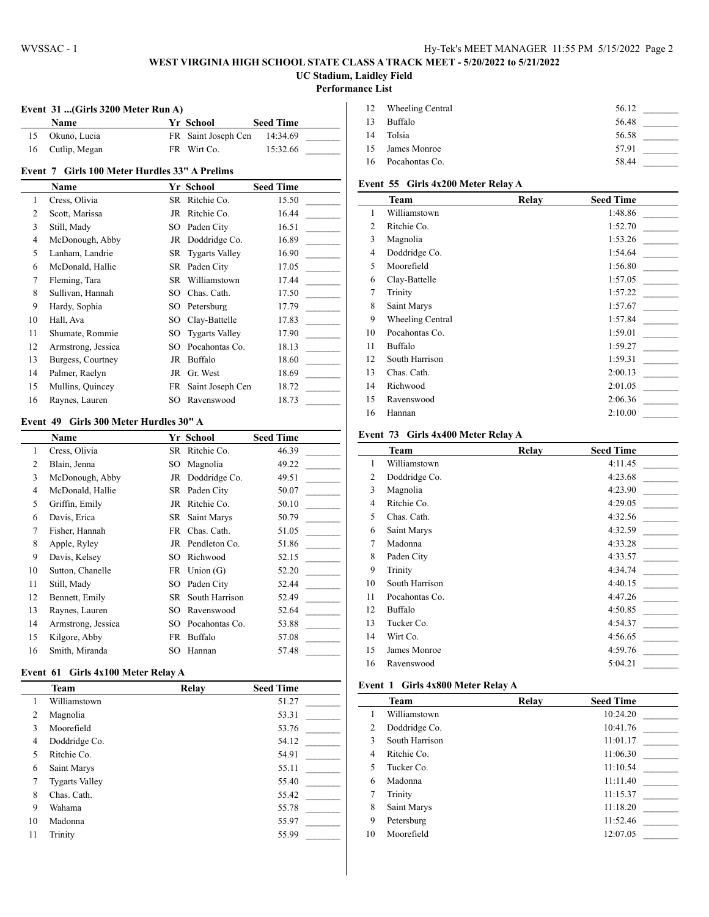## WEST VIRGINIA HIGH SCHOOL STATE CLASS A TRACK MEET - 5/20/2022 to 5/21/2022

**UC Stadium, Laidley Field**

**Performance List**

### Event 31 ...(Girls 3200 Meter Run A)

| | Name | Yr | School | Seed Time |
|---|---|---|---|---|
| 15 | Okuno, Lucia | FR | Saint Joseph Cen | 14:34.69 |
| 16 | Cutlip, Megan | FR | Wirt Co. | 15:32.66 |

### Event 7 Girls 100 Meter Hurdles 33" A Prelims

| | Name | Yr | School | Seed Time |
|---|---|---|---|---|
| 1 | Cress, Olivia | SR | Ritchie Co. | 15.50 |
| 2 | Scott, Marissa | JR | Ritchie Co. | 16.44 |
| 3 | Still, Mady | SO | Paden City | 16.51 |
| 4 | McDonough, Abby | JR | Doddridge Co. | 16.89 |
| 5 | Lanham, Landrie | SR | Tygarts Valley | 16.90 |
| 6 | McDonald, Hallie | SR | Paden City | 17.05 |
| 7 | Fleming, Tara | SR | Williamstown | 17.44 |
| 8 | Sullivan, Hannah | SO | Chas. Cath. | 17.50 |
| 9 | Hardy, Sophia | SO | Petersburg | 17.79 |
| 10 | Hall, Ava | SO | Clay-Battelle | 17.83 |
| 11 | Shumate, Rommie | SO | Tygarts Valley | 17.90 |
| 12 | Armstrong, Jessica | SO | Pocahontas Co. | 18.13 |
| 13 | Burgess, Courtney | JR | Buffalo | 18.60 |
| 14 | Palmer, Raelyn | JR | Gr. West | 18.69 |
| 15 | Mullins, Quincey | FR | Saint Joseph Cen | 18.72 |
| 16 | Raynes, Lauren | SO | Ravenswood | 18.73 |

### Event 49 Girls 300 Meter Hurdles 30" A

| | Name | Yr | School | Seed Time |
|---|---|---|---|---|
| 1 | Cress, Olivia | SR | Ritchie Co. | 46.39 |
| 2 | Blain, Jenna | SO | Magnolia | 49.22 |
| 3 | McDonough, Abby | JR | Doddridge Co. | 49.51 |
| 4 | McDonald, Hallie | SR | Paden City | 50.07 |
| 5 | Griffin, Emily | JR | Ritchie Co. | 50.10 |
| 6 | Davis, Erica | SR | Saint Marys | 50.79 |
| 7 | Fisher, Hannah | FR | Chas. Cath. | 51.05 |
| 8 | Apple, Ryley | JR | Pendleton Co. | 51.86 |
| 9 | Davis, Kelsey | SO | Richwood | 52.15 |
| 10 | Sutton, Chanelle | FR | Union (G) | 52.20 |
| 11 | Still, Mady | SO | Paden City | 52.44 |
| 12 | Bennett, Emily | SR | South Harrison | 52.49 |
| 13 | Raynes, Lauren | SO | Ravenswood | 52.64 |
| 14 | Armstrong, Jessica | SO | Pocahontas Co. | 53.88 |
| 15 | Kilgore, Abby | FR | Buffalo | 57.08 |
| 16 | Smith, Miranda | SO | Hannan | 57.48 |

### Event 61 Girls 4x100 Meter Relay A

| | Team | Relay | Seed Time |
|---|---|---|---|
| 1 | Williamstown | | 51.27 |
| 2 | Magnolia | | 53.31 |
| 3 | Moorefield | | 53.76 |
| 4 | Doddridge Co. | | 54.12 |
| 5 | Ritchie Co. | | 54.91 |
| 6 | Saint Marys | | 55.11 |
| 7 | Tygarts Valley | | 55.40 |
| 8 | Chas. Cath. | | 55.42 |
| 9 | Wahama | | 55.78 |
| 10 | Madonna | | 55.97 |
| 11 | Trinity | | 55.99 |
| 12 | Wheeling Central | | 56.12 |
| 13 | Buffalo | | 56.48 |
| 14 | Tolsia | | 56.58 |
| 15 | James Monroe | | 57.91 |
| 16 | Pocahontas Co. | | 58.44 |

### Event 55 Girls 4x200 Meter Relay A

| | Team | Relay | Seed Time |
|---|---|---|---|
| 1 | Williamstown | | 1:48.86 |
| 2 | Ritchie Co. | | 1:52.70 |
| 3 | Magnolia | | 1:53.26 |
| 4 | Doddridge Co. | | 1:54.64 |
| 5 | Moorefield | | 1:56.80 |
| 6 | Clay-Battelle | | 1:57.05 |
| 7 | Trinity | | 1:57.22 |
| 8 | Saint Marys | | 1:57.67 |
| 9 | Wheeling Central | | 1:57.84 |
| 10 | Pocahontas Co. | | 1:59.01 |
| 11 | Buffalo | | 1:59.27 |
| 12 | South Harrison | | 1:59.31 |
| 13 | Chas. Cath. | | 2:00.13 |
| 14 | Richwood | | 2:01.05 |
| 15 | Ravenswood | | 2:06.36 |
| 16 | Hannan | | 2:10.00 |

### Event 73 Girls 4x400 Meter Relay A

| | Team | Relay | Seed Time |
|---|---|---|---|
| 1 | Williamstown | | 4:11.45 |
| 2 | Doddridge Co. | | 4:23.68 |
| 3 | Magnolia | | 4:23.90 |
| 4 | Ritchie Co. | | 4:29.05 |
| 5 | Chas. Cath. | | 4:32.56 |
| 6 | Saint Marys | | 4:32.59 |
| 7 | Madonna | | 4:33.28 |
| 8 | Paden City | | 4:33.57 |
| 9 | Trinity | | 4:34.74 |
| 10 | South Harrison | | 4:40.15 |
| 11 | Pocahontas Co. | | 4:47.26 |
| 12 | Buffalo | | 4:50.85 |
| 13 | Tucker Co. | | 4:54.37 |
| 14 | Wirt Co. | | 4:56.65 |
| 15 | James Monroe | | 4:59.76 |
| 16 | Ravenswood | | 5:04.21 |

### Event 1 Girls 4x800 Meter Relay A

| | Team | Relay | Seed Time |
|---|---|---|---|
| 1 | Williamstown | | 10:24.20 |
| 2 | Doddridge Co. | | 10:41.76 |
| 3 | South Harrison | | 11:01.17 |
| 4 | Ritchie Co. | | 11:06.30 |
| 5 | Tucker Co. | | 11:10.54 |
| 6 | Madonna | | 11:11.40 |
| 7 | Trinity | | 11:15.37 |
| 8 | Saint Marys | | 11:18.20 |
| 9 | Petersburg | | 11:52.46 |
| 10 | Moorefield | | 12:07.05 |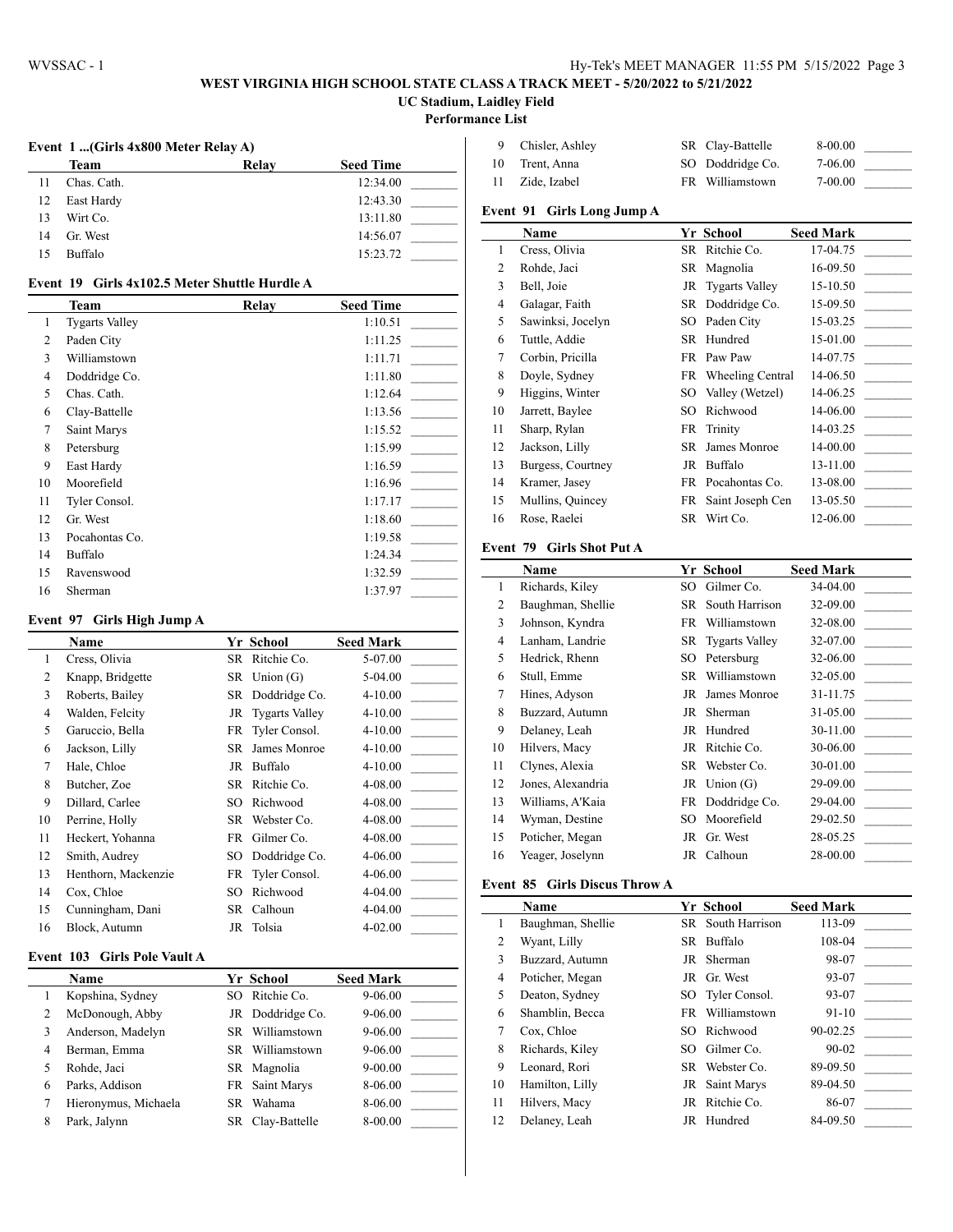# WEST VIRGINIA HIGH SCHOOL STATE CLASS A TRACK MEET - 5/20/2022 to 5/21/2022

**UC Stadium, Laidley Field**

**Performance List**

### Event 1 ...(Girls 4x800 Meter Relay A)

| | Team | Relay | Seed Time | |
|---|---|---|---|---|
| 11 | Chas. Cath. | | 12:34.00 | _______ |
| 12 | East Hardy | | 12:43.30 | _______ |
| 13 | Wirt Co. | | 13:11.80 | _______ |
| 14 | Gr. West | | 14:56.07 | _______ |
| 15 | Buffalo | | 15:23.72 | _______ |

### Event 19 Girls 4x102.5 Meter Shuttle Hurdle A

| | Team | Relay | Seed Time | |
|---|---|---|---|---|
| 1 | Tygarts Valley | | 1:10.51 | _______ |
| 2 | Paden City | | 1:11.25 | _______ |
| 3 | Williamstown | | 1:11.71 | _______ |
| 4 | Doddridge Co. | | 1:11.80 | _______ |
| 5 | Chas. Cath. | | 1:12.64 | _______ |
| 6 | Clay-Battelle | | 1:13.56 | _______ |
| 7 | Saint Marys | | 1:15.52 | _______ |
| 8 | Petersburg | | 1:15.99 | _______ |
| 9 | East Hardy | | 1:16.59 | _______ |
| 10 | Moorefield | | 1:16.96 | _______ |
| 11 | Tyler Consol. | | 1:17.17 | _______ |
| 12 | Gr. West | | 1:18.60 | _______ |
| 13 | Pocahontas Co. | | 1:19.58 | _______ |
| 14 | Buffalo | | 1:24.34 | _______ |
| 15 | Ravenswood | | 1:32.59 | _______ |
| 16 | Sherman | | 1:37.97 | _______ |

### Event 97 Girls High Jump A

| | Name | Yr | School | Seed Mark | |
|---|---|---|---|---|---|
| 1 | Cress, Olivia | SR | Ritchie Co. | 5-07.00 | _______ |
| 2 | Knapp, Bridgette | SR | Union (G) | 5-04.00 | _______ |
| 3 | Roberts, Bailey | SR | Doddridge Co. | 4-10.00 | _______ |
| 4 | Walden, Felcity | JR | Tygarts Valley | 4-10.00 | _______ |
| 5 | Garuccio, Bella | FR | Tyler Consol. | 4-10.00 | _______ |
| 6 | Jackson, Lilly | SR | James Monroe | 4-10.00 | _______ |
| 7 | Hale, Chloe | JR | Buffalo | 4-10.00 | _______ |
| 8 | Butcher, Zoe | SR | Ritchie Co. | 4-08.00 | _______ |
| 9 | Dillard, Carlee | SO | Richwood | 4-08.00 | _______ |
| 10 | Perrine, Holly | SR | Webster Co. | 4-08.00 | _______ |
| 11 | Heckert, Yohanna | FR | Gilmer Co. | 4-08.00 | _______ |
| 12 | Smith, Audrey | SO | Doddridge Co. | 4-06.00 | _______ |
| 13 | Henthorn, Mackenzie | FR | Tyler Consol. | 4-06.00 | _______ |
| 14 | Cox, Chloe | SO | Richwood | 4-04.00 | _______ |
| 15 | Cunningham, Dani | SR | Calhoun | 4-04.00 | _______ |
| 16 | Block, Autumn | JR | Tolsia | 4-02.00 | _______ |

### Event 103 Girls Pole Vault A

| | Name | Yr | School | Seed Mark | |
|---|---|---|---|---|---|
| 1 | Kopshina, Sydney | SO | Ritchie Co. | 9-06.00 | _______ |
| 2 | McDonough, Abby | JR | Doddridge Co. | 9-06.00 | _______ |
| 3 | Anderson, Madelyn | SR | Williamstown | 9-06.00 | _______ |
| 4 | Berman, Emma | SR | Williamstown | 9-06.00 | _______ |
| 5 | Rohde, Jaci | SR | Magnolia | 9-00.00 | _______ |
| 6 | Parks, Addison | FR | Saint Marys | 8-06.00 | _______ |
| 7 | Hieronymus, Michaela | SR | Wahama | 8-06.00 | _______ |
| 8 | Park, Jalynn | SR | Clay-Battelle | 8-00.00 | _______ |
| 9 | Chisler, Ashley | SR | Clay-Battelle | 8-00.00 | _______ |
| 10 | Trent, Anna | SO | Doddridge Co. | 7-06.00 | _______ |
| 11 | Zide, Izabel | FR | Williamstown | 7-00.00 | _______ |

### Event 91 Girls Long Jump A

| | Name | Yr | School | Seed Mark | |
|---|---|---|---|---|---|
| 1 | Cress, Olivia | SR | Ritchie Co. | 17-04.75 | _______ |
| 2 | Rohde, Jaci | SR | Magnolia | 16-09.50 | _______ |
| 3 | Bell, Joie | JR | Tygarts Valley | 15-10.50 | _______ |
| 4 | Galagar, Faith | SR | Doddridge Co. | 15-09.50 | _______ |
| 5 | Sawinksi, Jocelyn | SO | Paden City | 15-03.25 | _______ |
| 6 | Tuttle, Addie | SR | Hundred | 15-01.00 | _______ |
| 7 | Corbin, Pricilla | FR | Paw Paw | 14-07.75 | _______ |
| 8 | Doyle, Sydney | FR | Wheeling Central | 14-06.50 | _______ |
| 9 | Higgins, Winter | SO | Valley (Wetzel) | 14-06.25 | _______ |
| 10 | Jarrett, Baylee | SO | Richwood | 14-06.00 | _______ |
| 11 | Sharp, Rylan | FR | Trinity | 14-03.25 | _______ |
| 12 | Jackson, Lilly | SR | James Monroe | 14-00.00 | _______ |
| 13 | Burgess, Courtney | JR | Buffalo | 13-11.00 | _______ |
| 14 | Kramer, Jasey | FR | Pocahontas Co. | 13-08.00 | _______ |
| 15 | Mullins, Quincey | FR | Saint Joseph Cen | 13-05.50 | _______ |
| 16 | Rose, Raelei | SR | Wirt Co. | 12-06.00 | _______ |

### Event 79 Girls Shot Put A

| | Name | Yr | School | Seed Mark | |
|---|---|---|---|---|---|
| 1 | Richards, Kiley | SO | Gilmer Co. | 34-04.00 | _______ |
| 2 | Baughman, Shellie | SR | South Harrison | 32-09.00 | _______ |
| 3 | Johnson, Kyndra | FR | Williamstown | 32-08.00 | _______ |
| 4 | Lanham, Landrie | SR | Tygarts Valley | 32-07.00 | _______ |
| 5 | Hedrick, Rhenn | SO | Petersburg | 32-06.00 | _______ |
| 6 | Stull, Emme | SR | Williamstown | 32-05.00 | _______ |
| 7 | Hines, Adyson | JR | James Monroe | 31-11.75 | _______ |
| 8 | Buzzard, Autumn | JR | Sherman | 31-05.00 | _______ |
| 9 | Delaney, Leah | JR | Hundred | 30-11.00 | _______ |
| 10 | Hilvers, Macy | JR | Ritchie Co. | 30-06.00 | _______ |
| 11 | Clynes, Alexia | SR | Webster Co. | 30-01.00 | _______ |
| 12 | Jones, Alexandria | JR | Union (G) | 29-09.00 | _______ |
| 13 | Williams, A'Kaia | FR | Doddridge Co. | 29-04.00 | _______ |
| 14 | Wyman, Destine | SO | Moorefield | 29-02.50 | _______ |
| 15 | Poticher, Megan | JR | Gr. West | 28-05.25 | _______ |
| 16 | Yeager, Joselynn | JR | Calhoun | 28-00.00 | _______ |

### Event 85 Girls Discus Throw A

| | Name | Yr | School | Seed Mark | |
|---|---|---|---|---|---|
| 1 | Baughman, Shellie | SR | South Harrison | 113-09 | _______ |
| 2 | Wyant, Lilly | SR | Buffalo | 108-04 | _______ |
| 3 | Buzzard, Autumn | JR | Sherman | 98-07 | _______ |
| 4 | Poticher, Megan | JR | Gr. West | 93-07 | _______ |
| 5 | Deaton, Sydney | SO | Tyler Consol. | 93-07 | _______ |
| 6 | Shamblin, Becca | FR | Williamstown | 91-10 | _______ |
| 7 | Cox, Chloe | SO | Richwood | 90-02.25 | _______ |
| 8 | Richards, Kiley | SO | Gilmer Co. | 90-02 | _______ |
| 9 | Leonard, Rori | SR | Webster Co. | 89-09.50 | _______ |
| 10 | Hamilton, Lilly | JR | Saint Marys | 89-04.50 | _______ |
| 11 | Hilvers, Macy | JR | Ritchie Co. | 86-07 | _______ |
| 12 | Delaney, Leah | JR | Hundred | 84-09.50 | _______ |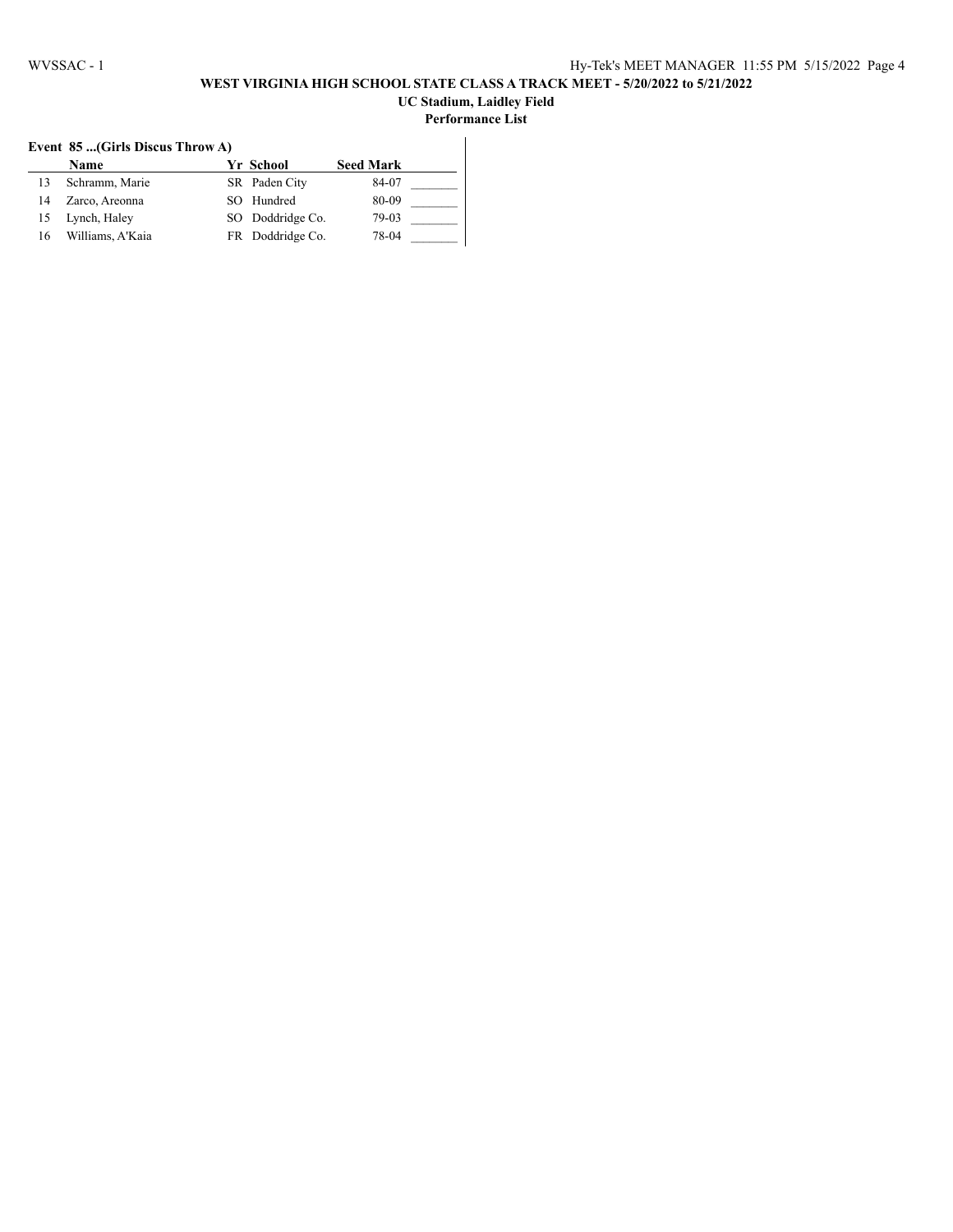**Event 85 ...(Girls Discus Throw A)**

| | Name | Yr | School | Seed Mark | |
|---|---|---|---|---|---|
| 13 | Schramm, Marie | SR | Paden City | 84-07 | _______ |
| 14 | Zarco, Areonna | SO | Hundred | 80-09 | _______ |
| 15 | Lynch, Haley | SO | Doddridge Co. | 79-03 | _______ |
| 16 | Williams, A'Kaia | FR | Doddridge Co. | 78-04 | _______ |